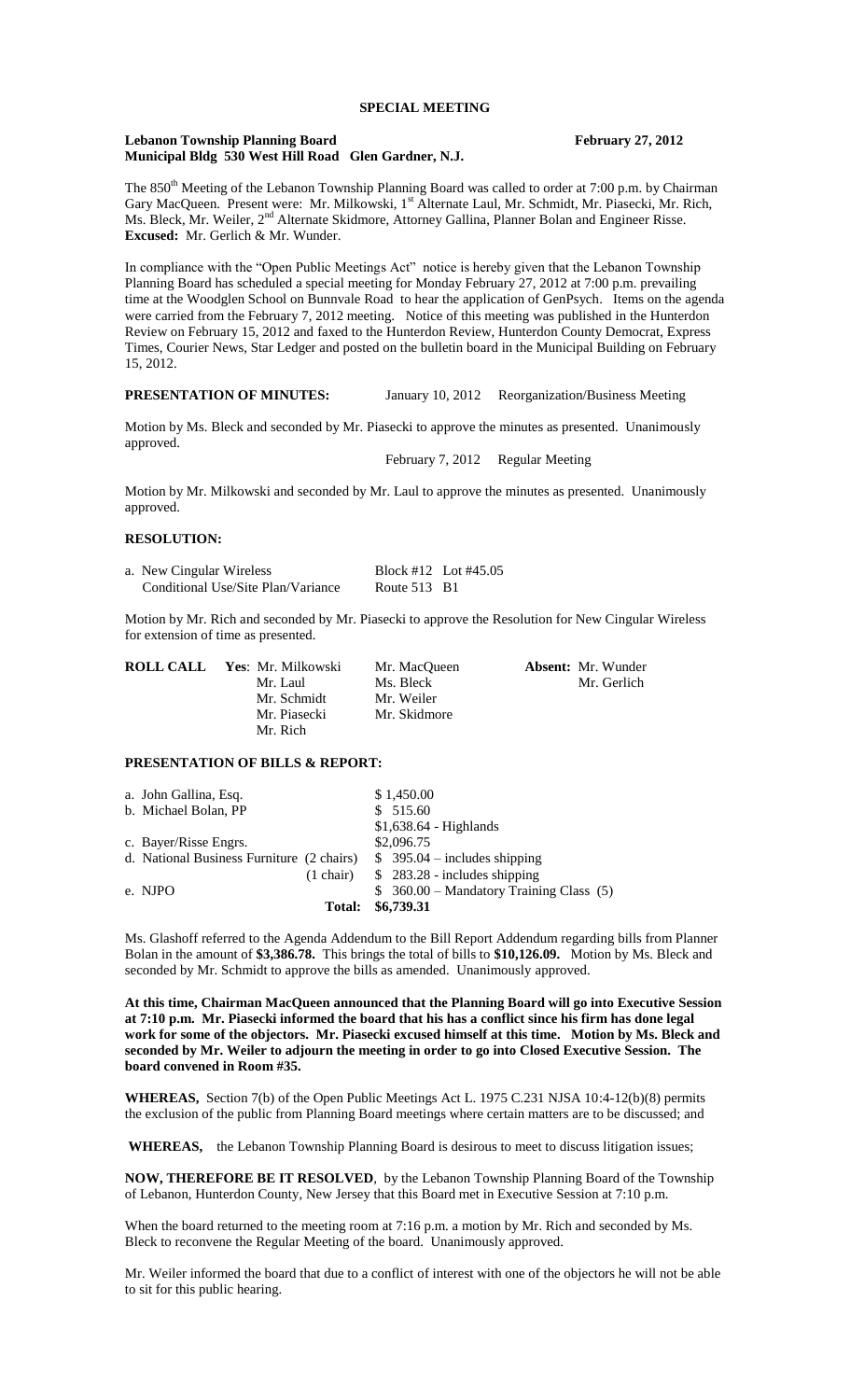# SPECIAL MEETING

**Lebanon Township Planning Board** **February 27, 2012**
**Municipal Bldg 530 West Hill Road Glen Gardner, N.J.**

The 850th Meeting of the Lebanon Township Planning Board was called to order at 7:00 p.m. by Chairman Gary MacQueen. Present were: Mr. Milkowski, 1st Alternate Laul, Mr. Schmidt, Mr. Piasecki, Mr. Rich, Ms. Bleck, Mr. Weiler, 2nd Alternate Skidmore, Attorney Gallina, Planner Bolan and Engineer Risse. **Excused:** Mr. Gerlich & Mr. Wunder.

In compliance with the "Open Public Meetings Act" notice is hereby given that the Lebanon Township Planning Board has scheduled a special meeting for Monday February 27, 2012 at 7:00 p.m. prevailing time at the Woodglen School on Bunnvale Road to hear the application of GenPsych. Items on the agenda were carried from the February 7, 2012 meeting. Notice of this meeting was published in the Hunterdon Review on February 15, 2012 and faxed to the Hunterdon Review, Hunterdon County Democrat, Express Times, Courier News, Star Ledger and posted on the bulletin board in the Municipal Building on February 15, 2012.

**PRESENTATION OF MINUTES:** January 10, 2012 Reorganization/Business Meeting

Motion by Ms. Bleck and seconded by Mr. Piasecki to approve the minutes as presented. Unanimously approved.

February 7, 2012 Regular Meeting

Motion by Mr. Milkowski and seconded by Mr. Laul to approve the minutes as presented. Unanimously approved.

**RESOLUTION:**

a. New Cingular Wireless — Block #12 Lot #45.05
Conditional Use/Site Plan/Variance — Route 513 B1

Motion by Mr. Rich and seconded by Mr. Piasecki to approve the Resolution for New Cingular Wireless for extension of time as presented.

**ROLL CALL** **Yes**: Mr. Milkowski, Mr. Laul, Mr. Schmidt, Mr. Piasecki, Mr. Rich, Mr. MacQueen, Ms. Bleck, Mr. Weiler, Mr. Skidmore
**Absent:** Mr. Wunder, Mr. Gerlich

**PRESENTATION OF BILLS & REPORT:**

| | | |
|---|---|---|
| a. John Gallina, Esq. | | $ 1,450.00 |
| b. Michael Bolan, PP | | $ 515.60 |
| | | $1,638.64 - Highlands |
| c. Bayer/Risse Engrs. | | $2,096.75 |
| d. National Business Furniture | (2 chairs) | $ 395.04 – includes shipping |
| | (1 chair) | $ 283.28 - includes shipping |
| e. NJPO | | $ 360.00 – Mandatory Training Class (5) |
| | **Total:** | **$6,739.31** |

Ms. Glashoff referred to the Agenda Addendum to the Bill Report Addendum regarding bills from Planner Bolan in the amount of **$3,386.78.** This brings the total of bills to **$10,126.09.** Motion by Ms. Bleck and seconded by Mr. Schmidt to approve the bills as amended. Unanimously approved.

**At this time, Chairman MacQueen announced that the Planning Board will go into Executive Session at 7:10 p.m. Mr. Piasecki informed the board that his has a conflict since his firm has done legal work for some of the objectors. Mr. Piasecki excused himself at this time. Motion by Ms. Bleck and seconded by Mr. Weiler to adjourn the meeting in order to go into Closed Executive Session. The board convened in Room #35.**

**WHEREAS,** Section 7(b) of the Open Public Meetings Act L. 1975 C.231 NJSA 10:4-12(b)(8) permits the exclusion of the public from Planning Board meetings where certain matters are to be discussed; and

**WHEREAS,** the Lebanon Township Planning Board is desirous to meet to discuss litigation issues;

**NOW, THEREFORE BE IT RESOLVED**, by the Lebanon Township Planning Board of the Township of Lebanon, Hunterdon County, New Jersey that this Board met in Executive Session at 7:10 p.m.

When the board returned to the meeting room at 7:16 p.m. a motion by Mr. Rich and seconded by Ms. Bleck to reconvene the Regular Meeting of the board. Unanimously approved.

Mr. Weiler informed the board that due to a conflict of interest with one of the objectors he will not be able to sit for this public hearing.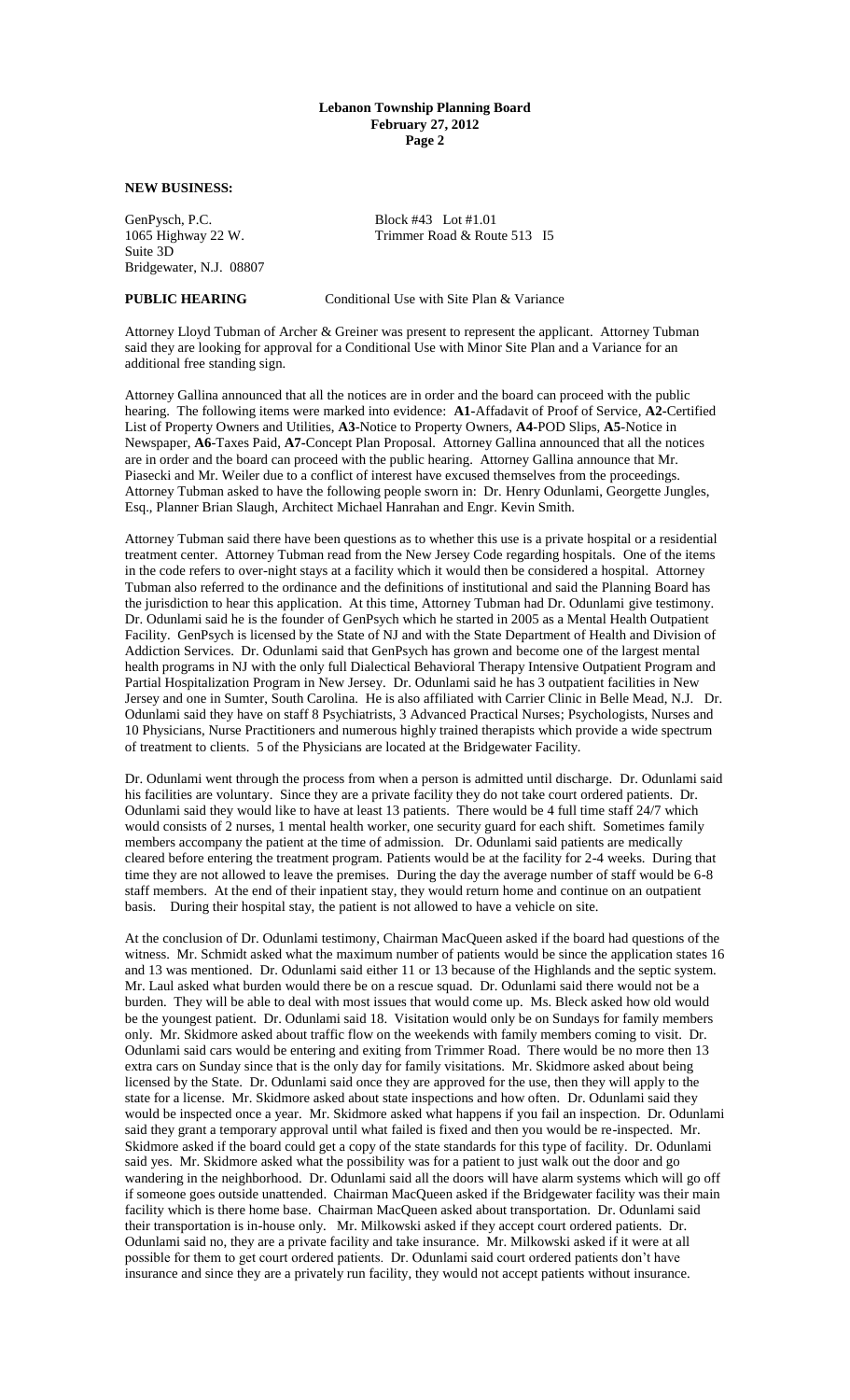**NEW BUSINESS:**

GenPysch, P.C.
1065 Highway 22 W.
Suite 3D
Bridgewater, N.J. 08807

Block #43 Lot #1.01
Trimmer Road & Route 513 I5

**PUBLIC HEARING** Conditional Use with Site Plan & Variance

Attorney Lloyd Tubman of Archer & Greiner was present to represent the applicant. Attorney Tubman said they are looking for approval for a Conditional Use with Minor Site Plan and a Variance for an additional free standing sign.

Attorney Gallina announced that all the notices are in order and the board can proceed with the public hearing. The following items were marked into evidence: **A1**-Affadavit of Proof of Service, **A2**-Certified List of Property Owners and Utilities, **A3**-Notice to Property Owners, **A4**-POD Slips, **A5**-Notice in Newspaper, **A6**-Taxes Paid, **A7**-Concept Plan Proposal. Attorney Gallina announced that all the notices are in order and the board can proceed with the public hearing. Attorney Gallina announce that Mr. Piasecki and Mr. Weiler due to a conflict of interest have excused themselves from the proceedings. Attorney Tubman asked to have the following people sworn in: Dr. Henry Odunlami, Georgette Jungles, Esq., Planner Brian Slaugh, Architect Michael Hanrahan and Engr. Kevin Smith.

Attorney Tubman said there have been questions as to whether this use is a private hospital or a residential treatment center. Attorney Tubman read from the New Jersey Code regarding hospitals. One of the items in the code refers to over-night stays at a facility which it would then be considered a hospital. Attorney Tubman also referred to the ordinance and the definitions of institutional and said the Planning Board has the jurisdiction to hear this application. At this time, Attorney Tubman had Dr. Odunlami give testimony. Dr. Odunlami said he is the founder of GenPsych which he started in 2005 as a Mental Health Outpatient Facility. GenPsych is licensed by the State of NJ and with the State Department of Health and Division of Addiction Services. Dr. Odunlami said that GenPsych has grown and become one of the largest mental health programs in NJ with the only full Dialectical Behavioral Therapy Intensive Outpatient Program and Partial Hospitalization Program in New Jersey. Dr. Odunlami said he has 3 outpatient facilities in New Jersey and one in Sumter, South Carolina. He is also affiliated with Carrier Clinic in Belle Mead, N.J. Dr. Odunlami said they have on staff 8 Psychiatrists, 3 Advanced Practical Nurses; Psychologists, Nurses and 10 Physicians, Nurse Practitioners and numerous highly trained therapists which provide a wide spectrum of treatment to clients. 5 of the Physicians are located at the Bridgewater Facility.

Dr. Odunlami went through the process from when a person is admitted until discharge. Dr. Odunlami said his facilities are voluntary. Since they are a private facility they do not take court ordered patients. Dr. Odunlami said they would like to have at least 13 patients. There would be 4 full time staff 24/7 which would consists of 2 nurses, 1 mental health worker, one security guard for each shift. Sometimes family members accompany the patient at the time of admission. Dr. Odunlami said patients are medically cleared before entering the treatment program. Patients would be at the facility for 2-4 weeks. During that time they are not allowed to leave the premises. During the day the average number of staff would be 6-8 staff members. At the end of their inpatient stay, they would return home and continue on an outpatient basis. During their hospital stay, the patient is not allowed to have a vehicle on site.

At the conclusion of Dr. Odunlami testimony, Chairman MacQueen asked if the board had questions of the witness. Mr. Schmidt asked what the maximum number of patients would be since the application states 16 and 13 was mentioned. Dr. Odunlami said either 11 or 13 because of the Highlands and the septic system. Mr. Laul asked what burden would there be on a rescue squad. Dr. Odunlami said there would not be a burden. They will be able to deal with most issues that would come up. Ms. Bleck asked how old would be the youngest patient. Dr. Odunlami said 18. Visitation would only be on Sundays for family members only. Mr. Skidmore asked about traffic flow on the weekends with family members coming to visit. Dr. Odunlami said cars would be entering and exiting from Trimmer Road. There would be no more then 13 extra cars on Sunday since that is the only day for family visitations. Mr. Skidmore asked about being licensed by the State. Dr. Odunlami said once they are approved for the use, then they will apply to the state for a license. Mr. Skidmore asked about state inspections and how often. Dr. Odunlami said they would be inspected once a year. Mr. Skidmore asked what happens if you fail an inspection. Dr. Odunlami said they grant a temporary approval until what failed is fixed and then you would be re-inspected. Mr. Skidmore asked if the board could get a copy of the state standards for this type of facility. Dr. Odunlami said yes. Mr. Skidmore asked what the possibility was for a patient to just walk out the door and go wandering in the neighborhood. Dr. Odunlami said all the doors will have alarm systems which will go off if someone goes outside unattended. Chairman MacQueen asked if the Bridgewater facility was their main facility which is there home base. Chairman MacQueen asked about transportation. Dr. Odunlami said their transportation is in-house only. Mr. Milkowski asked if they accept court ordered patients. Dr. Odunlami said no, they are a private facility and take insurance. Mr. Milkowski asked if it were at all possible for them to get court ordered patients. Dr. Odunlami said court ordered patients don't have insurance and since they are a privately run facility, they would not accept patients without insurance.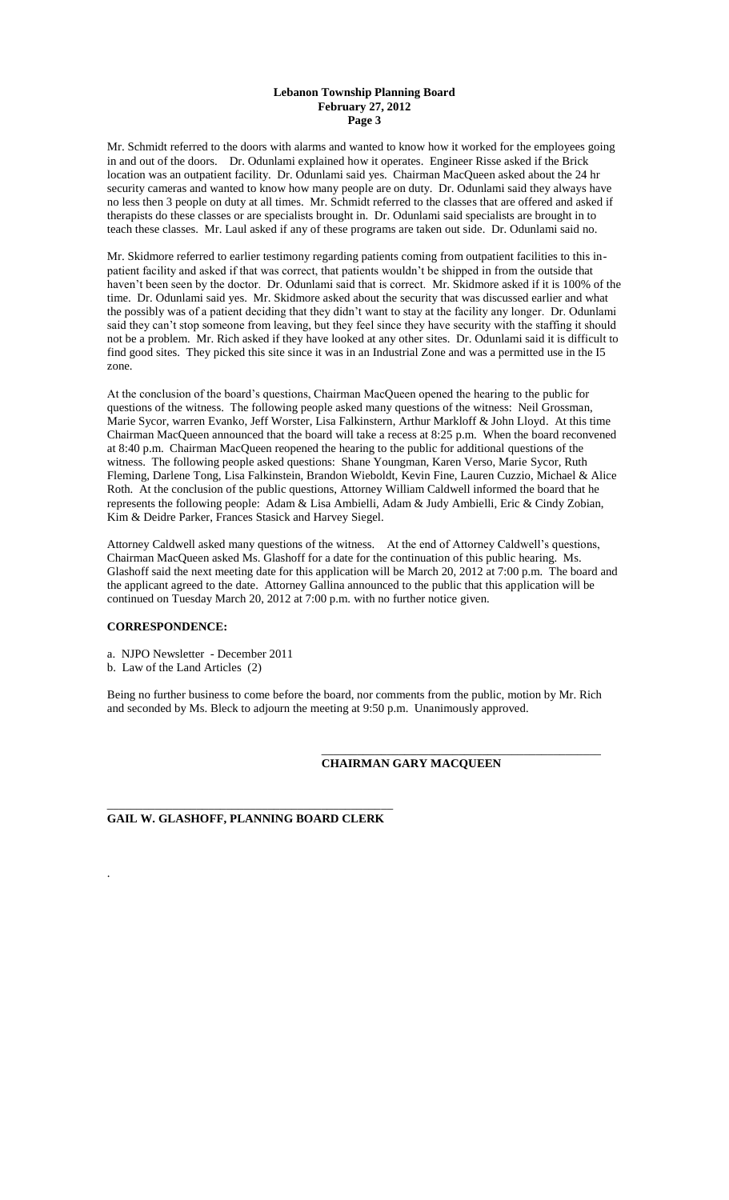Mr. Schmidt referred to the doors with alarms and wanted to know how it worked for the employees going in and out of the doors. Dr. Odunlami explained how it operates. Engineer Risse asked if the Brick location was an outpatient facility. Dr. Odunlami said yes. Chairman MacQueen asked about the 24 hr security cameras and wanted to know how many people are on duty. Dr. Odunlami said they always have no less then 3 people on duty at all times. Mr. Schmidt referred to the classes that are offered and asked if therapists do these classes or are specialists brought in. Dr. Odunlami said specialists are brought in to teach these classes. Mr. Laul asked if any of these programs are taken out side. Dr. Odunlami said no.

Mr. Skidmore referred to earlier testimony regarding patients coming from outpatient facilities to this in-patient facility and asked if that was correct, that patients wouldn't be shipped in from the outside that haven't been seen by the doctor. Dr. Odunlami said that is correct. Mr. Skidmore asked if it is 100% of the time. Dr. Odunlami said yes. Mr. Skidmore asked about the security that was discussed earlier and what the possibly was of a patient deciding that they didn't want to stay at the facility any longer. Dr. Odunlami said they can't stop someone from leaving, but they feel since they have security with the staffing it should not be a problem. Mr. Rich asked if they have looked at any other sites. Dr. Odunlami said it is difficult to find good sites. They picked this site since it was in an Industrial Zone and was a permitted use in the I5 zone.

At the conclusion of the board's questions, Chairman MacQueen opened the hearing to the public for questions of the witness. The following people asked many questions of the witness: Neil Grossman, Marie Sycor, warren Evanko, Jeff Worster, Lisa Falkinstern, Arthur Markloff & John Lloyd. At this time Chairman MacQueen announced that the board will take a recess at 8:25 p.m. When the board reconvened at 8:40 p.m. Chairman MacQueen reopened the hearing to the public for additional questions of the witness. The following people asked questions: Shane Youngman, Karen Verso, Marie Sycor, Ruth Fleming, Darlene Tong, Lisa Falkinstein, Brandon Wieboldt, Kevin Fine, Lauren Cuzzio, Michael & Alice Roth. At the conclusion of the public questions, Attorney William Caldwell informed the board that he represents the following people: Adam & Lisa Ambielli, Adam & Judy Ambielli, Eric & Cindy Zobian, Kim & Deidre Parker, Frances Stasick and Harvey Siegel.

Attorney Caldwell asked many questions of the witness. At the end of Attorney Caldwell's questions, Chairman MacQueen asked Ms. Glashoff for a date for the continuation of this public hearing. Ms. Glashoff said the next meeting date for this application will be March 20, 2012 at 7:00 p.m. The board and the applicant agreed to the date. Attorney Gallina announced to the public that this application will be continued on Tuesday March 20, 2012 at 7:00 p.m. with no further notice given.

**CORRESPONDENCE:**

a. NJPO Newsletter - December 2011
b. Law of the Land Articles (2)

Being no further business to come before the board, nor comments from the public, motion by Mr. Rich and seconded by Ms. Bleck to adjourn the meeting at 9:50 p.m. Unanimously approved.

\_\_\_\_\_\_\_\_\_\_\_\_\_\_\_\_\_\_\_\_\_\_\_\_\_\_\_\_\_\_\_\_\_\_\_\_\_\_\_\_\_\_\_\_
**CHAIRMAN GARY MACQUEEN**

\_\_\_\_\_\_\_\_\_\_\_\_\_\_\_\_\_\_\_\_\_\_\_\_\_\_\_\_\_\_\_\_\_\_\_\_\_\_\_\_\_\_\_\_
**GAIL W. GLASHOFF, PLANNING BOARD CLERK**